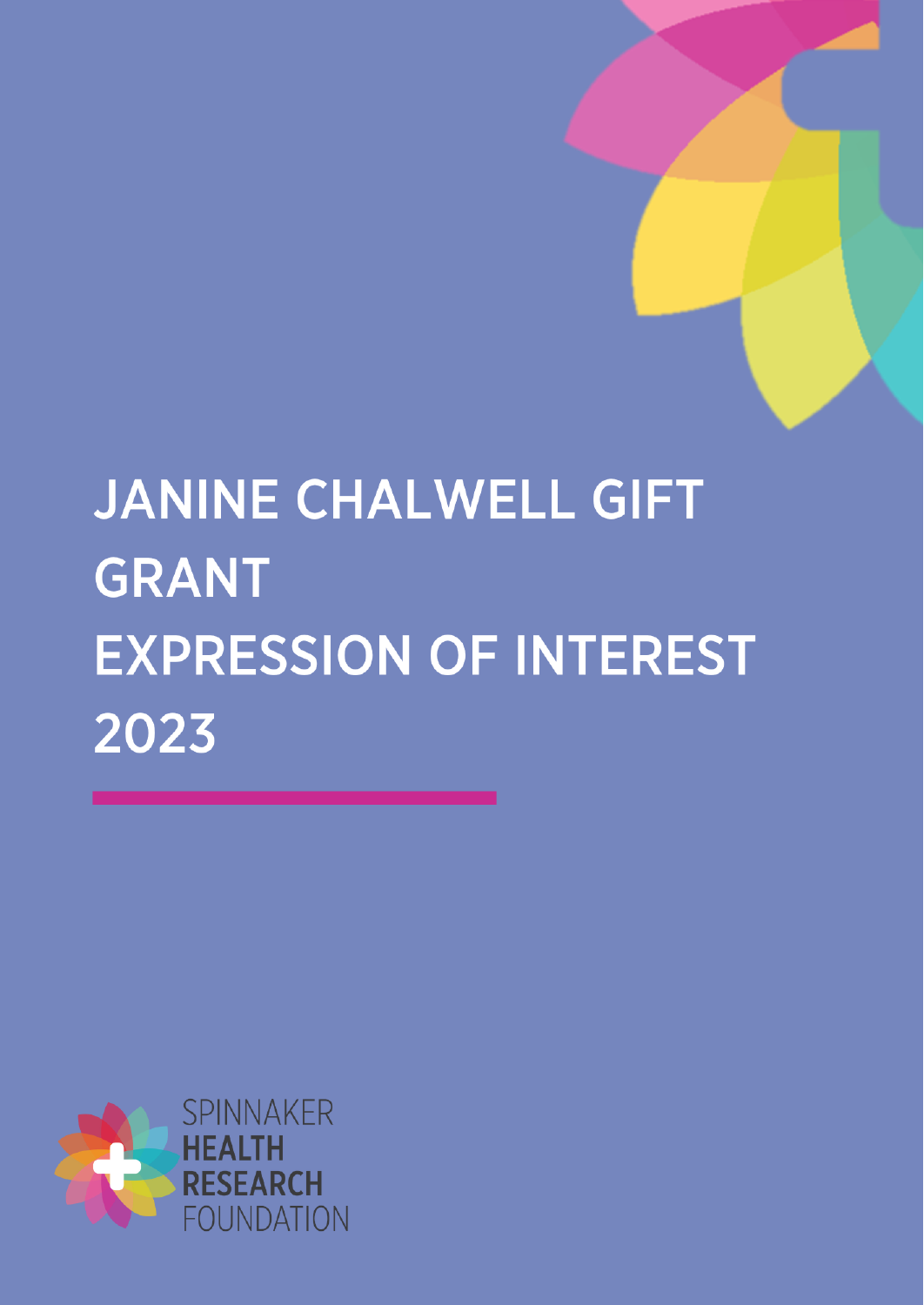# JANINE CHALWELL GIFT GRANT EXPRESSION OF INTEREST 2023

SPINNAKER
**HEALTH**
**RESEARCH**
FOUNDATION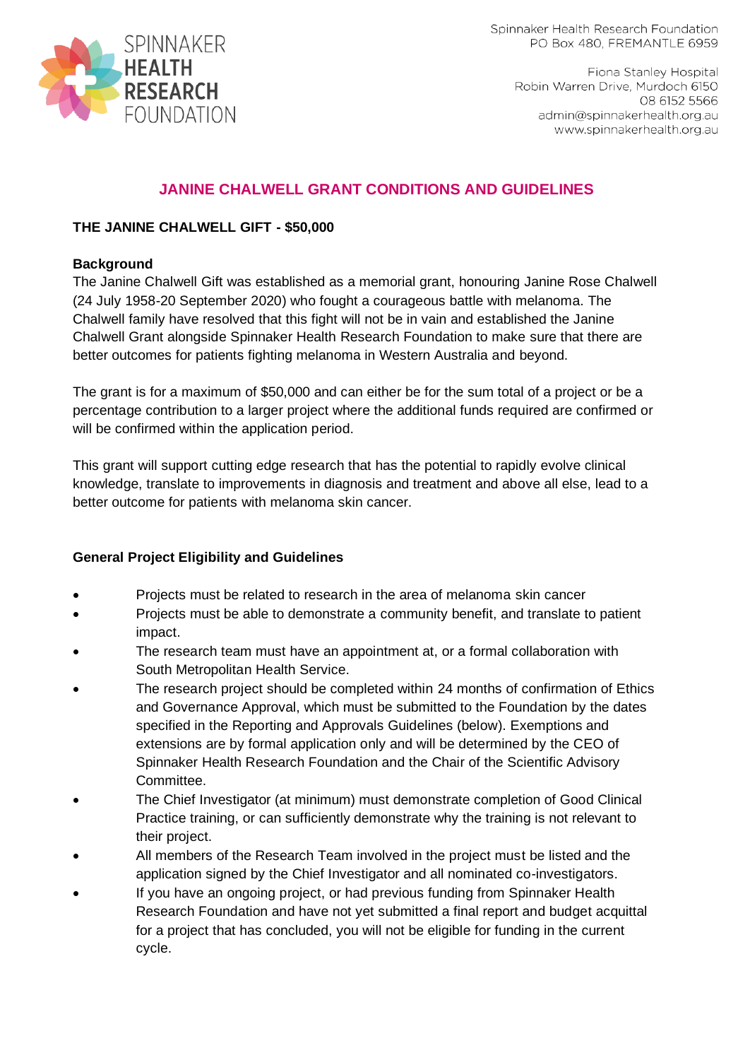# JANINE CHALWELL GRANT CONDITIONS AND GUIDELINES

## THE JANINE CHALWELL GIFT - $50,000

### Background

The Janine Chalwell Gift was established as a memorial grant, honouring Janine Rose Chalwell (24 July 1958-20 September 2020) who fought a courageous battle with melanoma. The Chalwell family have resolved that this fight will not be in vain and established the Janine Chalwell Grant alongside Spinnaker Health Research Foundation to make sure that there are better outcomes for patients fighting melanoma in Western Australia and beyond.

The grant is for a maximum of $50,000 and can either be for the sum total of a project or be a percentage contribution to a larger project where the additional funds required are confirmed or will be confirmed within the application period.

This grant will support cutting edge research that has the potential to rapidly evolve clinical knowledge, translate to improvements in diagnosis and treatment and above all else, lead to a better outcome for patients with melanoma skin cancer.

### General Project Eligibility and Guidelines

- Projects must be related to research in the area of melanoma skin cancer
- Projects must be able to demonstrate a community benefit, and translate to patient impact.
- The research team must have an appointment at, or a formal collaboration with South Metropolitan Health Service.
- The research project should be completed within 24 months of confirmation of Ethics and Governance Approval, which must be submitted to the Foundation by the dates specified in the Reporting and Approvals Guidelines (below). Exemptions and extensions are by formal application only and will be determined by the CEO of Spinnaker Health Research Foundation and the Chair of the Scientific Advisory Committee.
- The Chief Investigator (at minimum) must demonstrate completion of Good Clinical Practice training, or can sufficiently demonstrate why the training is not relevant to their project.
- All members of the Research Team involved in the project must be listed and the application signed by the Chief Investigator and all nominated co-investigators.
- If you have an ongoing project, or had previous funding from Spinnaker Health Research Foundation and have not yet submitted a final report and budget acquittal for a project that has concluded, you will not be eligible for funding in the current cycle.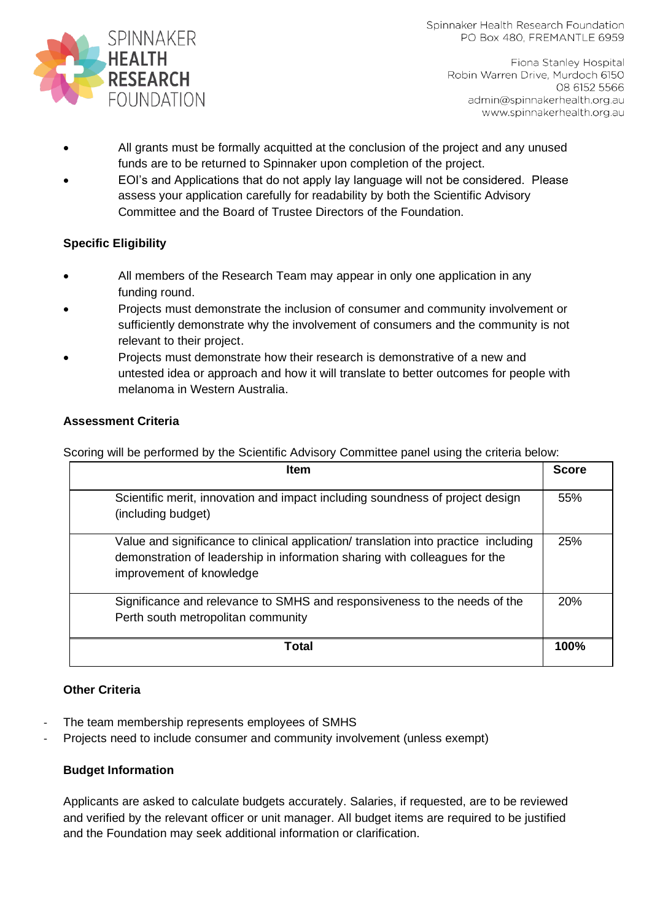- All grants must be formally acquitted at the conclusion of the project and any unused funds are to be returned to Spinnaker upon completion of the project.
- EOI's and Applications that do not apply lay language will not be considered. Please assess your application carefully for readability by both the Scientific Advisory Committee and the Board of Trustee Directors of the Foundation.

**Specific Eligibility**

- All members of the Research Team may appear in only one application in any funding round.
- Projects must demonstrate the inclusion of consumer and community involvement or sufficiently demonstrate why the involvement of consumers and the community is not relevant to their project.
- Projects must demonstrate how their research is demonstrative of a new and untested idea or approach and how it will translate to better outcomes for people with melanoma in Western Australia.

**Assessment Criteria**

Scoring will be performed by the Scientific Advisory Committee panel using the criteria below:

| Item | Score |
|---|---|
| Scientific merit, innovation and impact including soundness of project design (including budget) | 55% |
| Value and significance to clinical application/ translation into practice including demonstration of leadership in information sharing with colleagues for the improvement of knowledge | 25% |
| Significance and relevance to SMHS and responsiveness to the needs of the Perth south metropolitan community | 20% |
| **Total** | **100%** |

**Other Criteria**

- The team membership represents employees of SMHS
- Projects need to include consumer and community involvement (unless exempt)

**Budget Information**

Applicants are asked to calculate budgets accurately. Salaries, if requested, are to be reviewed and verified by the relevant officer or unit manager. All budget items are required to be justified and the Foundation may seek additional information or clarification.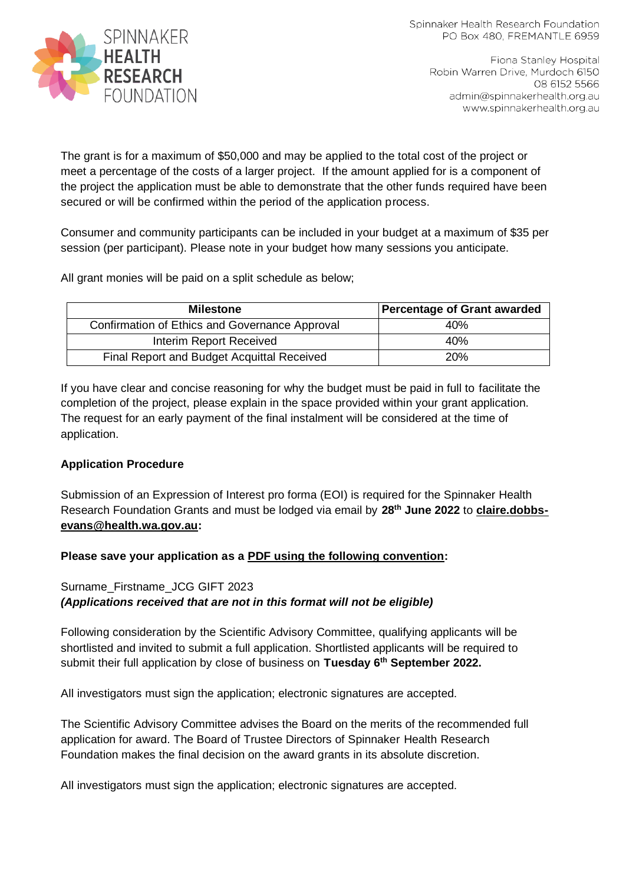The grant is for a maximum of $50,000 and may be applied to the total cost of the project or meet a percentage of the costs of a larger project. If the amount applied for is a component of the project the application must be able to demonstrate that the other funds required have been secured or will be confirmed within the period of the application process.

Consumer and community participants can be included in your budget at a maximum of $35 per session (per participant). Please note in your budget how many sessions you anticipate.

All grant monies will be paid on a split schedule as below;

| Milestone | Percentage of Grant awarded |
| --- | --- |
| Confirmation of Ethics and Governance Approval | 40% |
| Interim Report Received | 40% |
| Final Report and Budget Acquittal Received | 20% |

If you have clear and concise reasoning for why the budget must be paid in full to facilitate the completion of the project, please explain in the space provided within your grant application. The request for an early payment of the final instalment will be considered at the time of application.

**Application Procedure**

Submission of an Expression of Interest pro forma (EOI) is required for the Spinnaker Health Research Foundation Grants and must be lodged via email by **28th June 2022** to **claire.dobbs-evans@health.wa.gov.au:**

**Please save your application as a PDF using the following convention:**

Surname_Firstname_JCG GIFT 2023
***(Applications received that are not in this format will not be eligible)***

Following consideration by the Scientific Advisory Committee, qualifying applicants will be shortlisted and invited to submit a full application. Shortlisted applicants will be required to submit their full application by close of business on **Tuesday 6th September 2022.**

All investigators must sign the application; electronic signatures are accepted.

The Scientific Advisory Committee advises the Board on the merits of the recommended full application for award. The Board of Trustee Directors of Spinnaker Health Research Foundation makes the final decision on the award grants in its absolute discretion.

All investigators must sign the application; electronic signatures are accepted.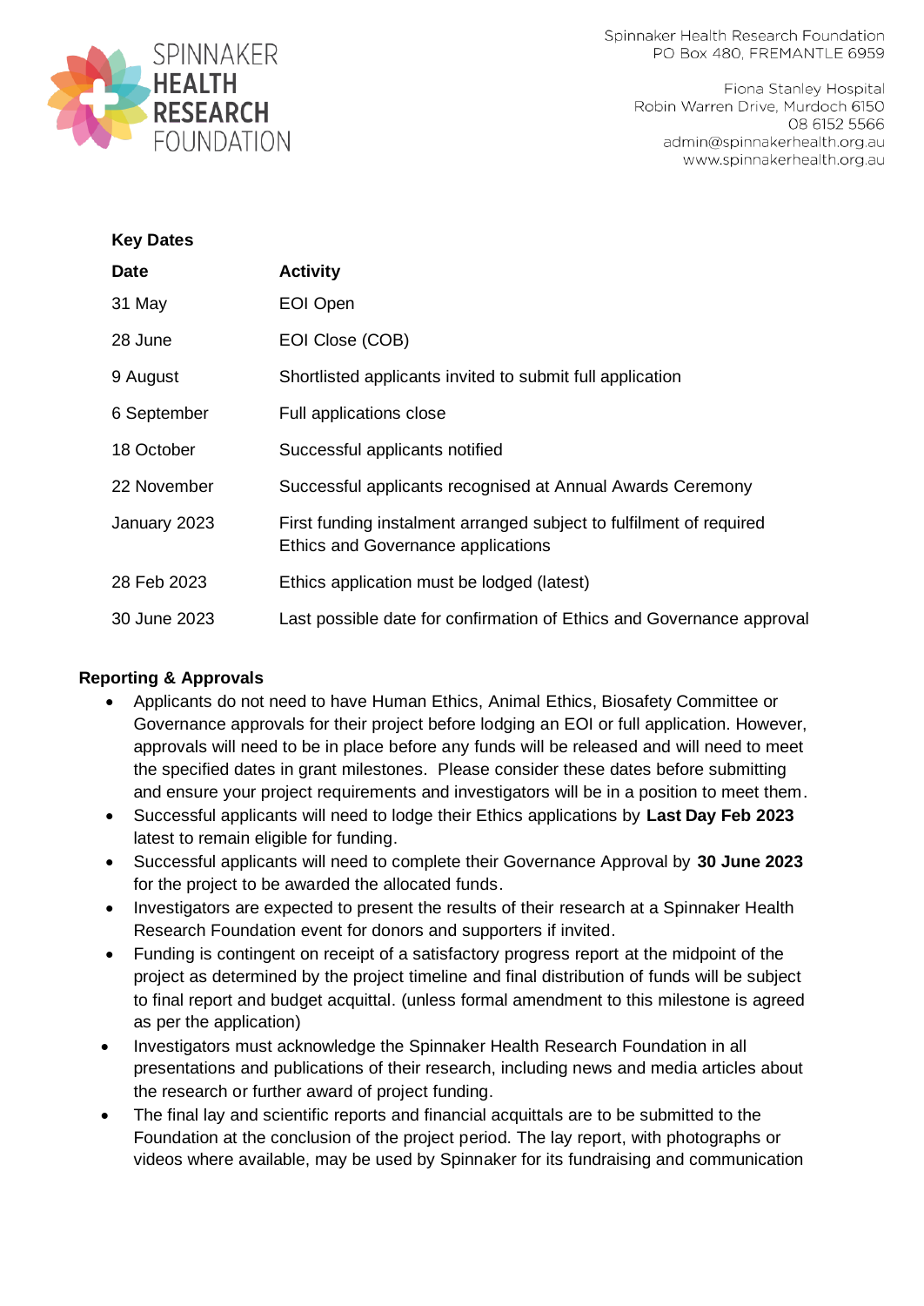**Key Dates**

| Date | Activity |
|---|---|
| 31 May | EOI Open |
| 28 June | EOI Close (COB) |
| 9 August | Shortlisted applicants invited to submit full application |
| 6 September | Full applications close |
| 18 October | Successful applicants notified |
| 22 November | Successful applicants recognised at Annual Awards Ceremony |
| January 2023 | First funding instalment arranged subject to fulfilment of required Ethics and Governance applications |
| 28 Feb 2023 | Ethics application must be lodged (latest) |
| 30 June 2023 | Last possible date for confirmation of Ethics and Governance approval |

**Reporting & Approvals**

- Applicants do not need to have Human Ethics, Animal Ethics, Biosafety Committee or Governance approvals for their project before lodging an EOI or full application. However, approvals will need to be in place before any funds will be released and will need to meet the specified dates in grant milestones. Please consider these dates before submitting and ensure your project requirements and investigators will be in a position to meet them.
- Successful applicants will need to lodge their Ethics applications by **Last Day Feb 2023** latest to remain eligible for funding.
- Successful applicants will need to complete their Governance Approval by **30 June 2023** for the project to be awarded the allocated funds.
- Investigators are expected to present the results of their research at a Spinnaker Health Research Foundation event for donors and supporters if invited.
- Funding is contingent on receipt of a satisfactory progress report at the midpoint of the project as determined by the project timeline and final distribution of funds will be subject to final report and budget acquittal. (unless formal amendment to this milestone is agreed as per the application)
- Investigators must acknowledge the Spinnaker Health Research Foundation in all presentations and publications of their research, including news and media articles about the research or further award of project funding.
- The final lay and scientific reports and financial acquittals are to be submitted to the Foundation at the conclusion of the project period. The lay report, with photographs or videos where available, may be used by Spinnaker for its fundraising and communication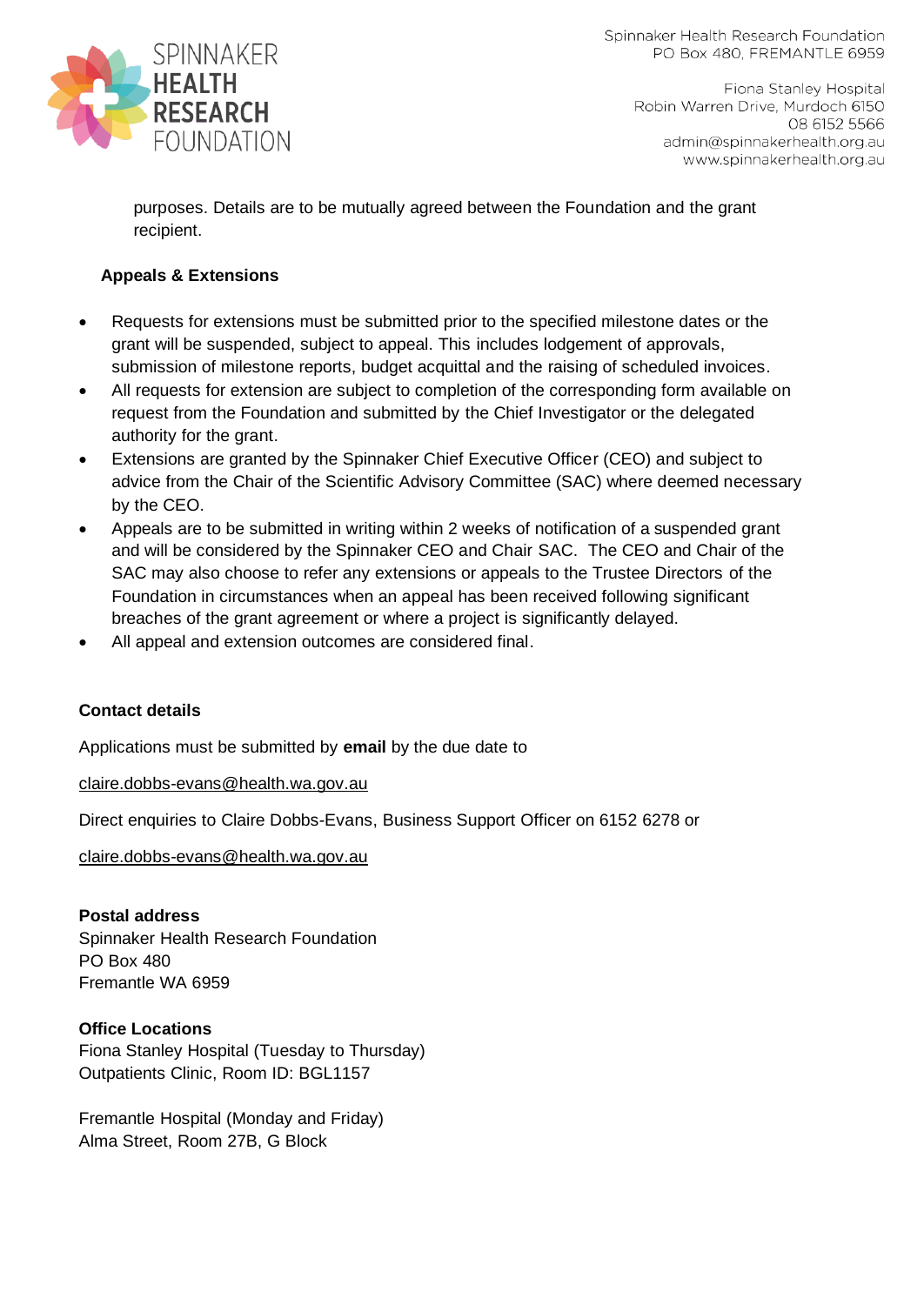purposes. Details are to be mutually agreed between the Foundation and the grant recipient.

**Appeals & Extensions**

- Requests for extensions must be submitted prior to the specified milestone dates or the grant will be suspended, subject to appeal. This includes lodgement of approvals, submission of milestone reports, budget acquittal and the raising of scheduled invoices.
- All requests for extension are subject to completion of the corresponding form available on request from the Foundation and submitted by the Chief Investigator or the delegated authority for the grant.
- Extensions are granted by the Spinnaker Chief Executive Officer (CEO) and subject to advice from the Chair of the Scientific Advisory Committee (SAC) where deemed necessary by the CEO.
- Appeals are to be submitted in writing within 2 weeks of notification of a suspended grant and will be considered by the Spinnaker CEO and Chair SAC. The CEO and Chair of the SAC may also choose to refer any extensions or appeals to the Trustee Directors of the Foundation in circumstances when an appeal has been received following significant breaches of the grant agreement or where a project is significantly delayed.
- All appeal and extension outcomes are considered final.

**Contact details**

Applications must be submitted by **email** by the due date to

claire.dobbs-evans@health.wa.gov.au

Direct enquiries to Claire Dobbs-Evans, Business Support Officer on 6152 6278 or

claire.dobbs-evans@health.wa.gov.au

**Postal address**
Spinnaker Health Research Foundation
PO Box 480
Fremantle WA 6959

**Office Locations**
Fiona Stanley Hospital (Tuesday to Thursday)
Outpatients Clinic, Room ID: BGL1157

Fremantle Hospital (Monday and Friday)
Alma Street, Room 27B, G Block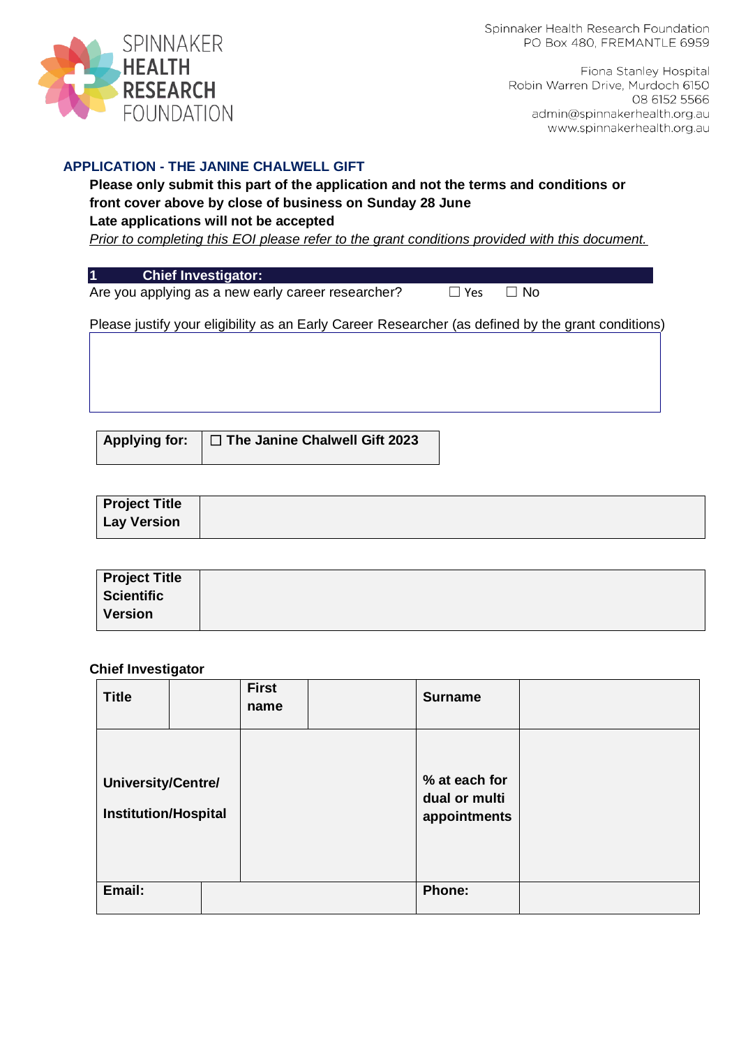Spinnaker Health Research Foundation
PO Box 480, FREMANTLE 6959

Fiona Stanley Hospital
Robin Warren Drive, Murdoch 6150
08 6152 5566
admin@spinnakerhealth.org.au
www.spinnakerhealth.org.au

## APPLICATION - THE JANINE CHALWELL GIFT

**Please only submit this part of the application and not the terms and conditions or front cover above by close of business on Sunday 28 June**
**Late applications will not be accepted**
*Prior to completing this EOI please refer to the grant conditions provided with this document.*

### 1 Chief Investigator:

Are you applying as a new early career researcher? ☐ Yes ☐ No

Please justify your eligibility as an Early Career Researcher (as defined by the grant conditions)

| |
|---|
| |

| **Applying for:** | ☐ **The Janine Chalwell Gift 2023** |
|---|---|

| **Project Title Lay Version** | |
|---|---|

| **Project Title Scientific Version** | |
|---|---|

**Chief Investigator**

| **Title** | | **First name** | | **Surname** | |
|---|---|---|---|---|---|
| **University/Centre/ Institution/Hospital** | | | | **% at each for dual or multi appointments** | |
| **Email:** | | | | **Phone:** | |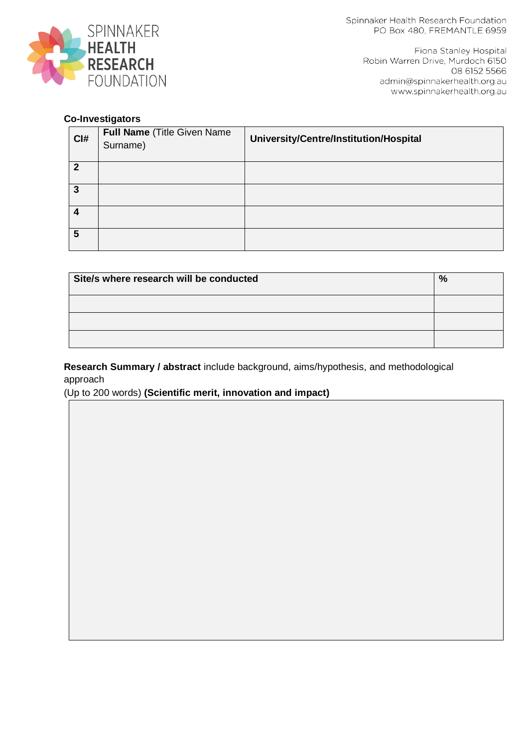**Co-Investigators**

| CI# | **Full Name** (Title Given Name Surname) | **University/Centre/Institution/Hospital** |
| --- | --- | --- |
| **2** | | |
| **3** | | |
| **4** | | |
| **5** | | |

| **Site/s where research will be conducted** | **%** |
| --- | --- |
| | |
| | |
| | |

**Research Summary / abstract** include background, aims/hypothesis, and methodological approach
(Up to 200 words) **(Scientific merit, innovation and impact)**

| |
| --- |
| |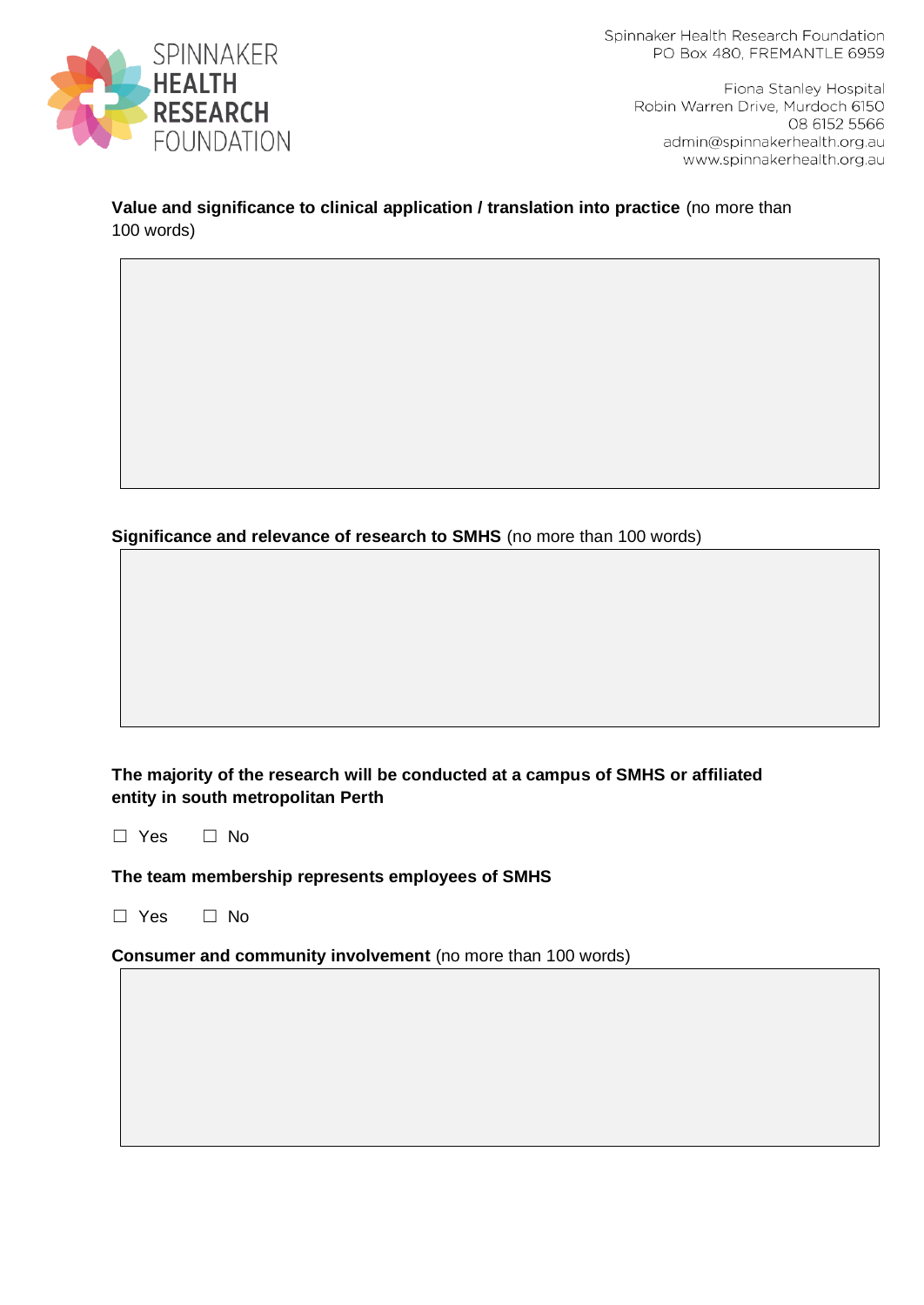**Value and significance to clinical application / translation into practice** (no more than 100 words)

**Significance and relevance of research to SMHS** (no more than 100 words)

**The majority of the research will be conducted at a campus of SMHS or affiliated entity in south metropolitan Perth**

☐ Yes ☐ No

**The team membership represents employees of SMHS**

☐ Yes ☐ No

**Consumer and community involvement** (no more than 100 words)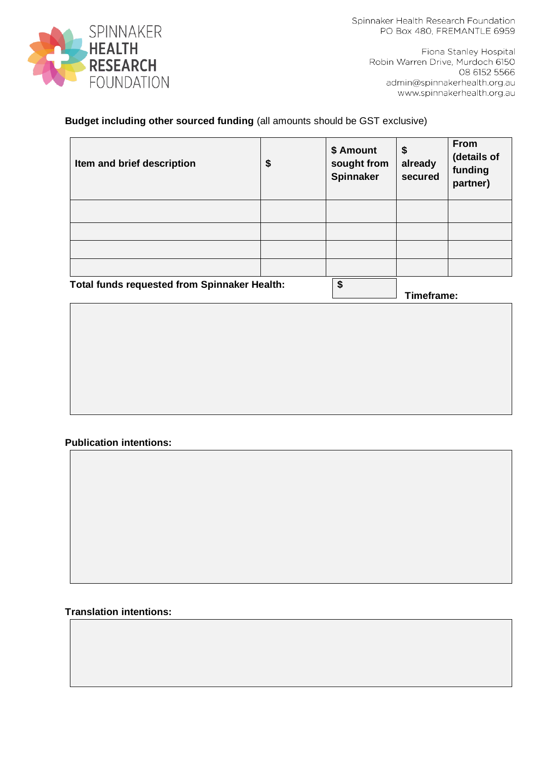Spinnaker Health Research Foundation
PO Box 480, FREMANTLE 6959

Fiona Stanley Hospital
Robin Warren Drive, Murdoch 6150
08 6152 5566
admin@spinnakerhealth.org.au
www.spinnakerhealth.org.au

**Budget including other sourced funding** (all amounts should be GST exclusive)

| Item and brief description | $ | $ Amount sought from Spinnaker | $ already secured | From (details of funding partner) |
|---|---|---|---|---|
| | | | | |
| | | | | |
| | | | | |
| | | | | |

**Total funds requested from Spinnaker Health:** $

**Timeframe:**

**Publication intentions:**

**Translation intentions:**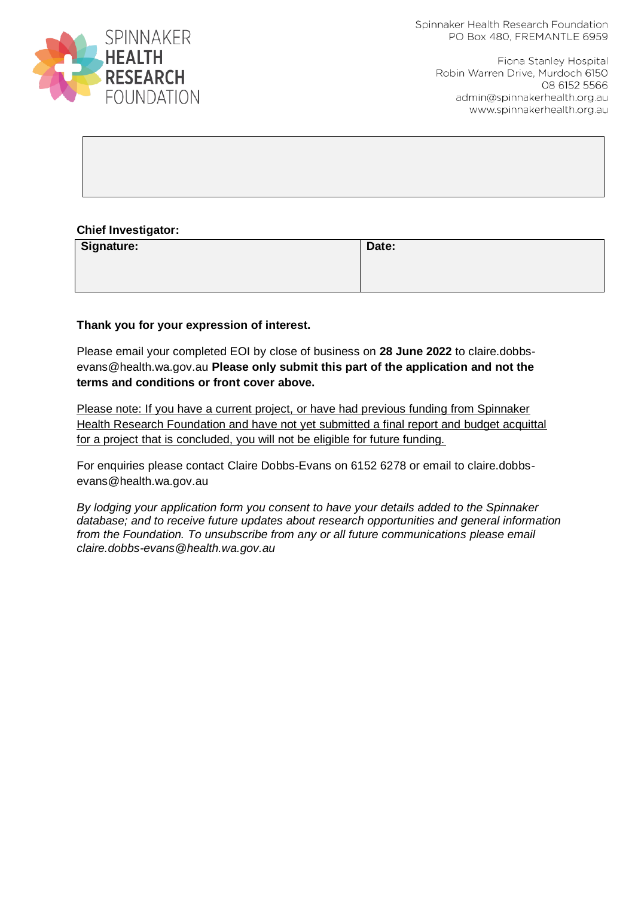Spinnaker Health Research Foundation
PO Box 480, FREMANTLE 6959

Fiona Stanley Hospital
Robin Warren Drive, Murdoch 6150
08 6152 5566
admin@spinnakerhealth.org.au
www.spinnakerhealth.org.au

**Chief Investigator:**

| **Signature:** | **Date:** |
|---|---|
| | |

**Thank you for your expression of interest.**

Please email your completed EOI by close of business on **28 June 2022** to claire.dobbs-evans@health.wa.gov.au **Please only submit this part of the application and not the terms and conditions or front cover above.**

<u>Please note: If you have a current project, or have had previous funding from Spinnaker Health Research Foundation and have not yet submitted a final report and budget acquittal for a project that is concluded, you will not be eligible for future funding.</u>

For enquiries please contact Claire Dobbs-Evans on 6152 6278 or email to claire.dobbs-evans@health.wa.gov.au

*By lodging your application form you consent to have your details added to the Spinnaker database; and to receive future updates about research opportunities and general information from the Foundation. To unsubscribe from any or all future communications please email claire.dobbs-evans@health.wa.gov.au*